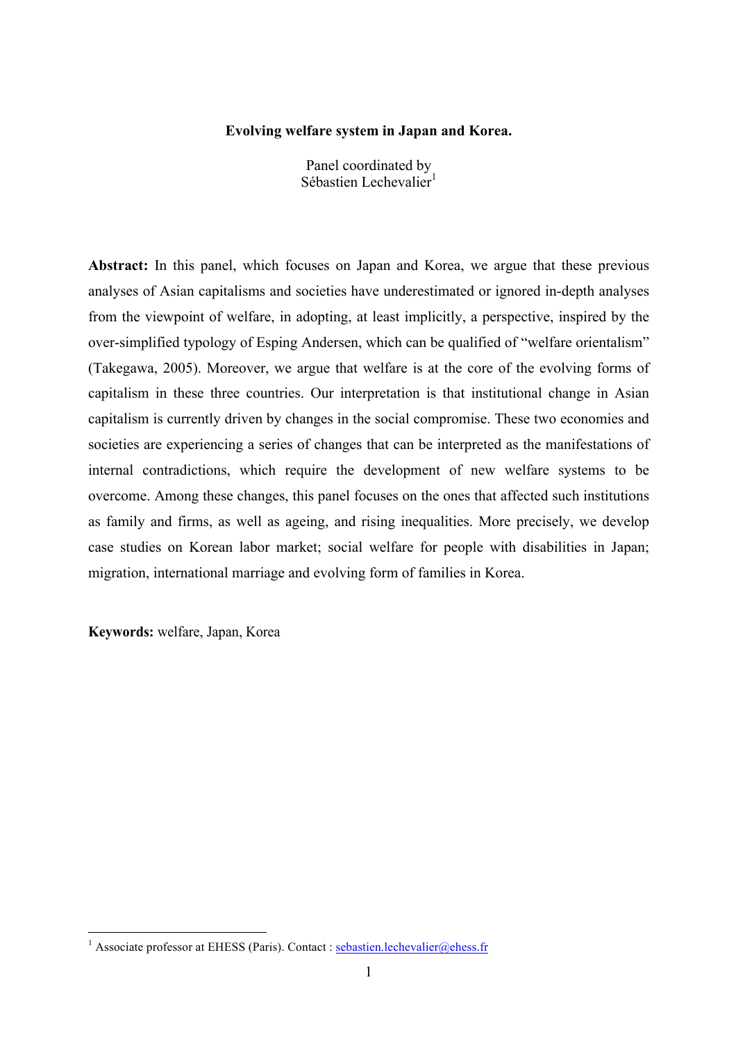# Evolving welfare system in Japan and Korea.

Panel coordinated by
Sébastien Lechevalier[1]

**Abstract:** In this panel, which focuses on Japan and Korea, we argue that these previous analyses of Asian capitalisms and societies have underestimated or ignored in-depth analyses from the viewpoint of welfare, in adopting, at least implicitly, a perspective, inspired by the over-simplified typology of Esping Andersen, which can be qualified of "welfare orientalism" (Takegawa, 2005). Moreover, we argue that welfare is at the core of the evolving forms of capitalism in these three countries. Our interpretation is that institutional change in Asian capitalism is currently driven by changes in the social compromise. These two economies and societies are experiencing a series of changes that can be interpreted as the manifestations of internal contradictions, which require the development of new welfare systems to be overcome. Among these changes, this panel focuses on the ones that affected such institutions as family and firms, as well as ageing, and rising inequalities. More precisely, we develop case studies on Korean labor market; social welfare for people with disabilities in Japan; migration, international marriage and evolving form of families in Korea.

**Keywords:** welfare, Japan, Korea

[1] Associate professor at EHESS (Paris). Contact : sebastien.lechevalier@ehess.fr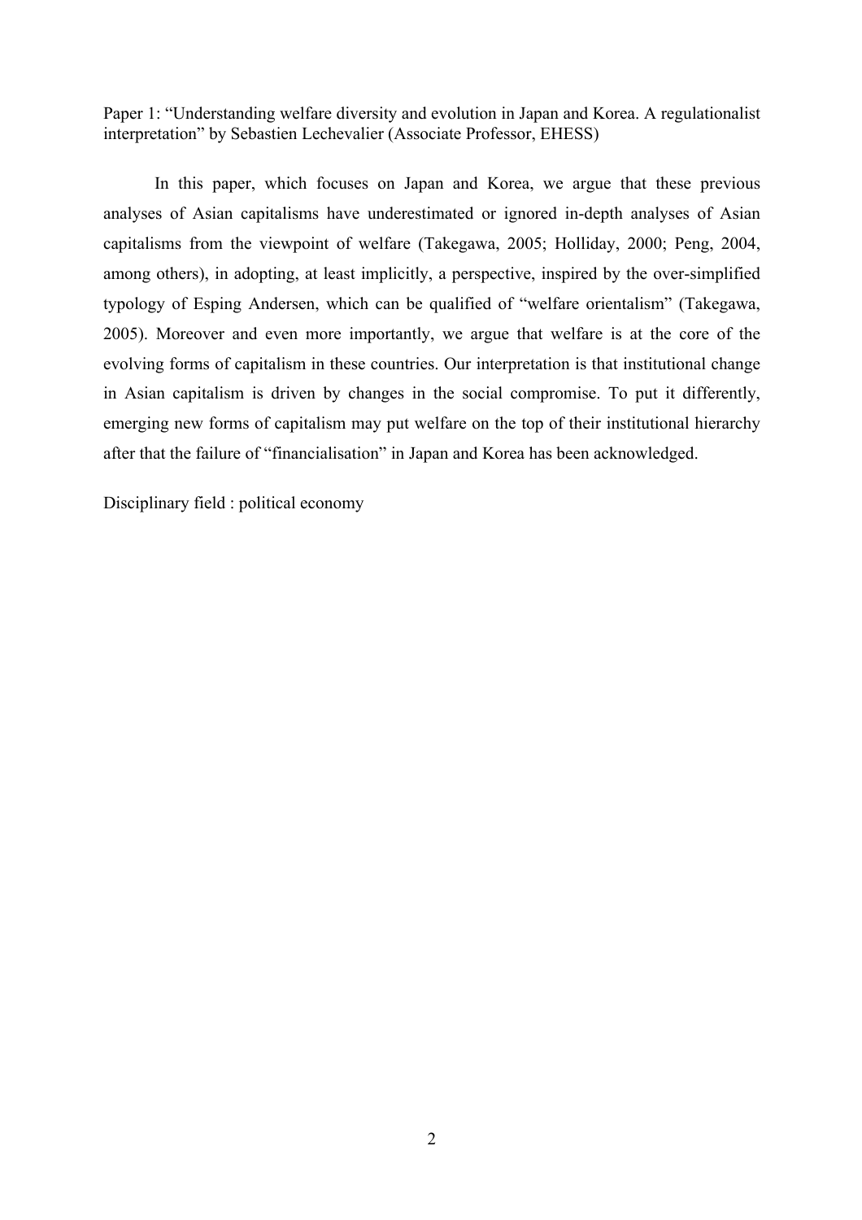Paper 1: "Understanding welfare diversity and evolution in Japan and Korea. A regulationalist interpretation" by Sebastien Lechevalier (Associate Professor, EHESS)

In this paper, which focuses on Japan and Korea, we argue that these previous analyses of Asian capitalisms have underestimated or ignored in-depth analyses of Asian capitalisms from the viewpoint of welfare (Takegawa, 2005; Holliday, 2000; Peng, 2004, among others), in adopting, at least implicitly, a perspective, inspired by the over-simplified typology of Esping Andersen, which can be qualified of "welfare orientalism" (Takegawa, 2005). Moreover and even more importantly, we argue that welfare is at the core of the evolving forms of capitalism in these countries. Our interpretation is that institutional change in Asian capitalism is driven by changes in the social compromise. To put it differently, emerging new forms of capitalism may put welfare on the top of their institutional hierarchy after that the failure of "financialisation" in Japan and Korea has been acknowledged.

Disciplinary field : political economy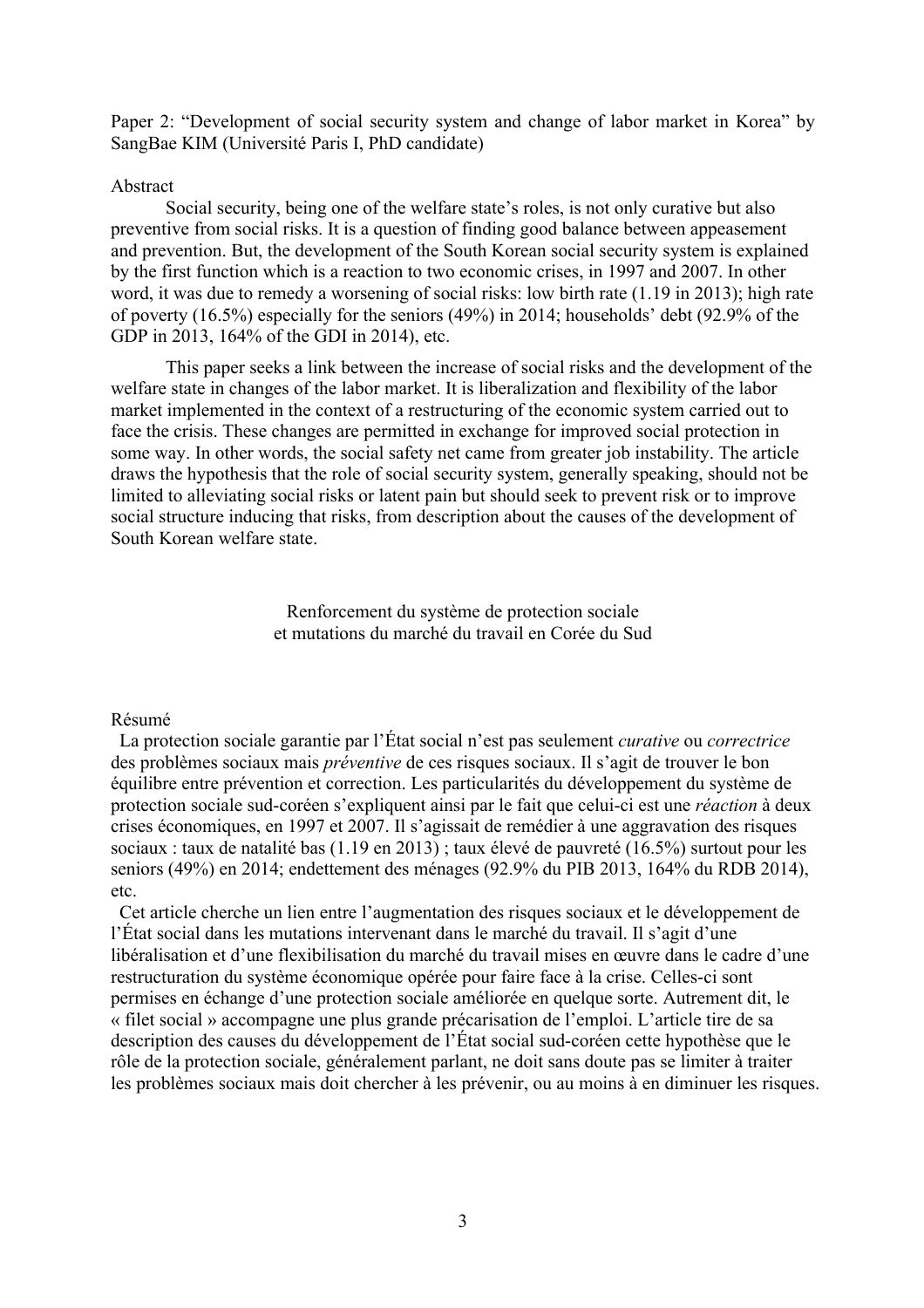Paper 2: "Development of social security system and change of labor market in Korea" by SangBae KIM (Université Paris I, PhD candidate)

Abstract

Social security, being one of the welfare state's roles, is not only curative but also preventive from social risks. It is a question of finding good balance between appeasement and prevention. But, the development of the South Korean social security system is explained by the first function which is a reaction to two economic crises, in 1997 and 2007. In other word, it was due to remedy a worsening of social risks: low birth rate (1.19 in 2013); high rate of poverty (16.5%) especially for the seniors (49%) in 2014; households' debt (92.9% of the GDP in 2013, 164% of the GDI in 2014), etc.

This paper seeks a link between the increase of social risks and the development of the welfare state in changes of the labor market. It is liberalization and flexibility of the labor market implemented in the context of a restructuring of the economic system carried out to face the crisis. These changes are permitted in exchange for improved social protection in some way. In other words, the social safety net came from greater job instability. The article draws the hypothesis that the role of social security system, generally speaking, should not be limited to alleviating social risks or latent pain but should seek to prevent risk or to improve social structure inducing that risks, from description about the causes of the development of South Korean welfare state.

## Renforcement du système de protection sociale et mutations du marché du travail en Corée du Sud

Résumé

La protection sociale garantie par l'État social n'est pas seulement *curative* ou *correctrice* des problèmes sociaux mais *préventive* de ces risques sociaux. Il s'agit de trouver le bon équilibre entre prévention et correction. Les particularités du développement du système de protection sociale sud-coréen s'expliquent ainsi par le fait que celui-ci est une *réaction* à deux crises économiques, en 1997 et 2007. Il s'agissait de remédier à une aggravation des risques sociaux : taux de natalité bas (1.19 en 2013) ; taux élevé de pauvreté (16.5%) surtout pour les seniors (49%) en 2014; endettement des ménages (92.9% du PIB 2013, 164% du RDB 2014), etc.

Cet article cherche un lien entre l'augmentation des risques sociaux et le développement de l'État social dans les mutations intervenant dans le marché du travail. Il s'agit d'une libéralisation et d'une flexibilisation du marché du travail mises en œuvre dans le cadre d'une restructuration du système économique opérée pour faire face à la crise. Celles-ci sont permises en échange d'une protection sociale améliorée en quelque sorte. Autrement dit, le « filet social » accompagne une plus grande précarisation de l'emploi. L'article tire de sa description des causes du développement de l'État social sud-coréen cette hypothèse que le rôle de la protection sociale, généralement parlant, ne doit sans doute pas se limiter à traiter les problèmes sociaux mais doit chercher à les prévenir, ou au moins à en diminuer les risques.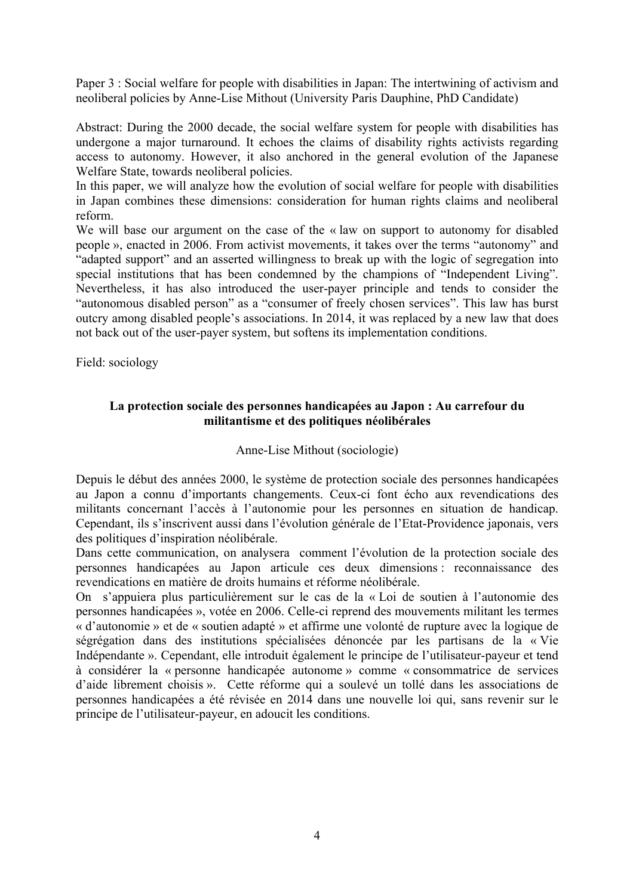Paper 3 : Social welfare for people with disabilities in Japan: The intertwining of activism and neoliberal policies by Anne-Lise Mithout (University Paris Dauphine, PhD Candidate)

Abstract: During the 2000 decade, the social welfare system for people with disabilities has undergone a major turnaround. It echoes the claims of disability rights activists regarding access to autonomy. However, it also anchored in the general evolution of the Japanese Welfare State, towards neoliberal policies.

In this paper, we will analyze how the evolution of social welfare for people with disabilities in Japan combines these dimensions: consideration for human rights claims and neoliberal reform.

We will base our argument on the case of the « law on support to autonomy for disabled people », enacted in 2006. From activist movements, it takes over the terms "autonomy" and "adapted support" and an asserted willingness to break up with the logic of segregation into special institutions that has been condemned by the champions of "Independent Living". Nevertheless, it has also introduced the user-payer principle and tends to consider the "autonomous disabled person" as a "consumer of freely chosen services". This law has burst outcry among disabled people's associations. In 2014, it was replaced by a new law that does not back out of the user-payer system, but softens its implementation conditions.

Field: sociology

**La protection sociale des personnes handicapées au Japon : Au carrefour du militantisme et des politiques néolibérales**

Anne-Lise Mithout (sociologie)

Depuis le début des années 2000, le système de protection sociale des personnes handicapées au Japon a connu d'importants changements. Ceux-ci font écho aux revendications des militants concernant l'accès à l'autonomie pour les personnes en situation de handicap. Cependant, ils s'inscrivent aussi dans l'évolution générale de l'Etat-Providence japonais, vers des politiques d'inspiration néolibérale.

Dans cette communication, on analysera comment l'évolution de la protection sociale des personnes handicapées au Japon articule ces deux dimensions : reconnaissance des revendications en matière de droits humains et réforme néolibérale.

On s'appuiera plus particulièrement sur le cas de la « Loi de soutien à l'autonomie des personnes handicapées », votée en 2006. Celle-ci reprend des mouvements militant les termes « d'autonomie » et de « soutien adapté » et affirme une volonté de rupture avec la logique de ségrégation dans des institutions spécialisées dénoncée par les partisans de la « Vie Indépendante ». Cependant, elle introduit également le principe de l'utilisateur-payeur et tend à considérer la « personne handicapée autonome » comme « consommatrice de services d'aide librement choisis ». Cette réforme qui a soulevé un tollé dans les associations de personnes handicapées a été révisée en 2014 dans une nouvelle loi qui, sans revenir sur le principe de l'utilisateur-payeur, en adoucit les conditions.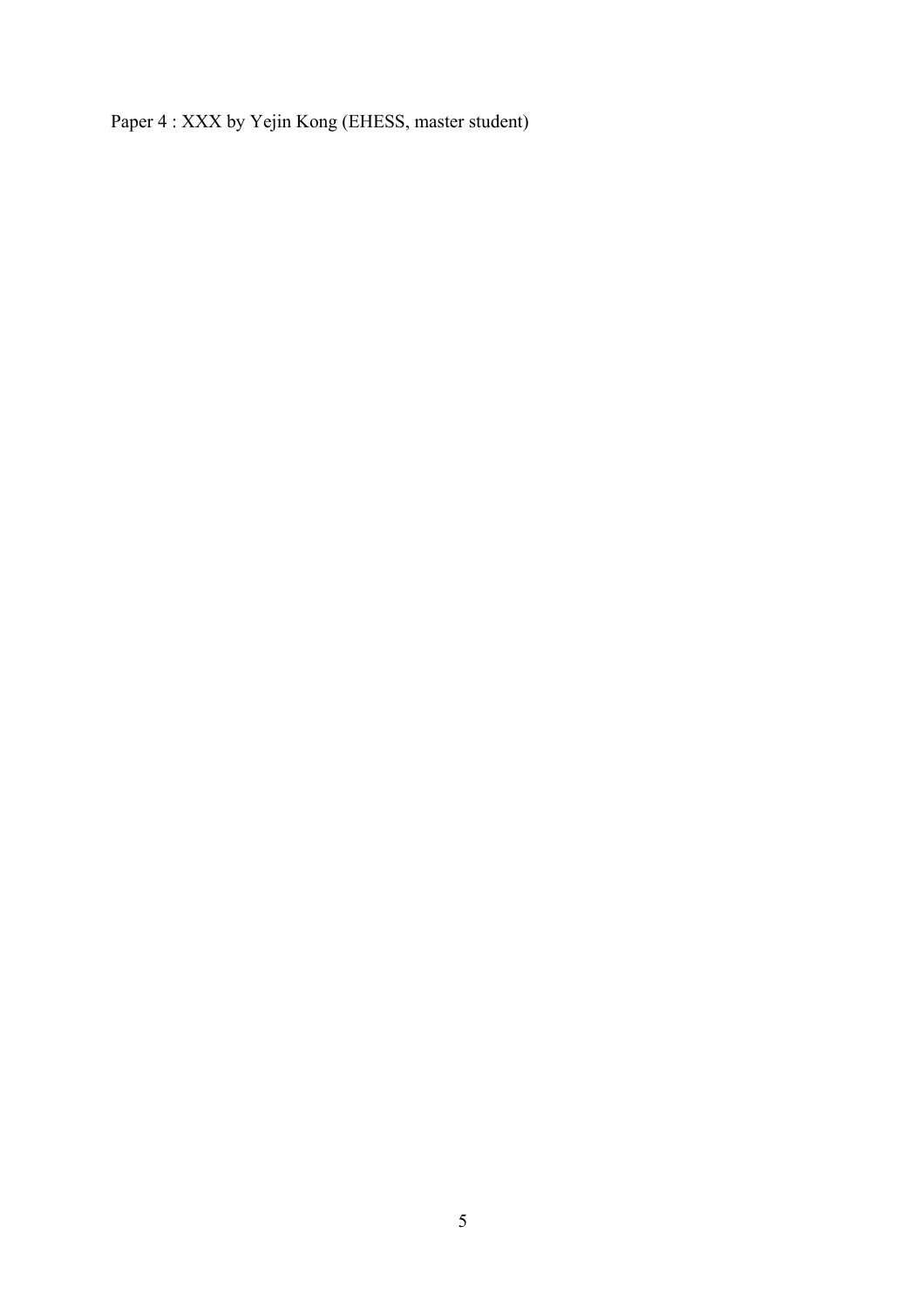Paper 4 : XXX by Yejin Kong (EHESS, master student)